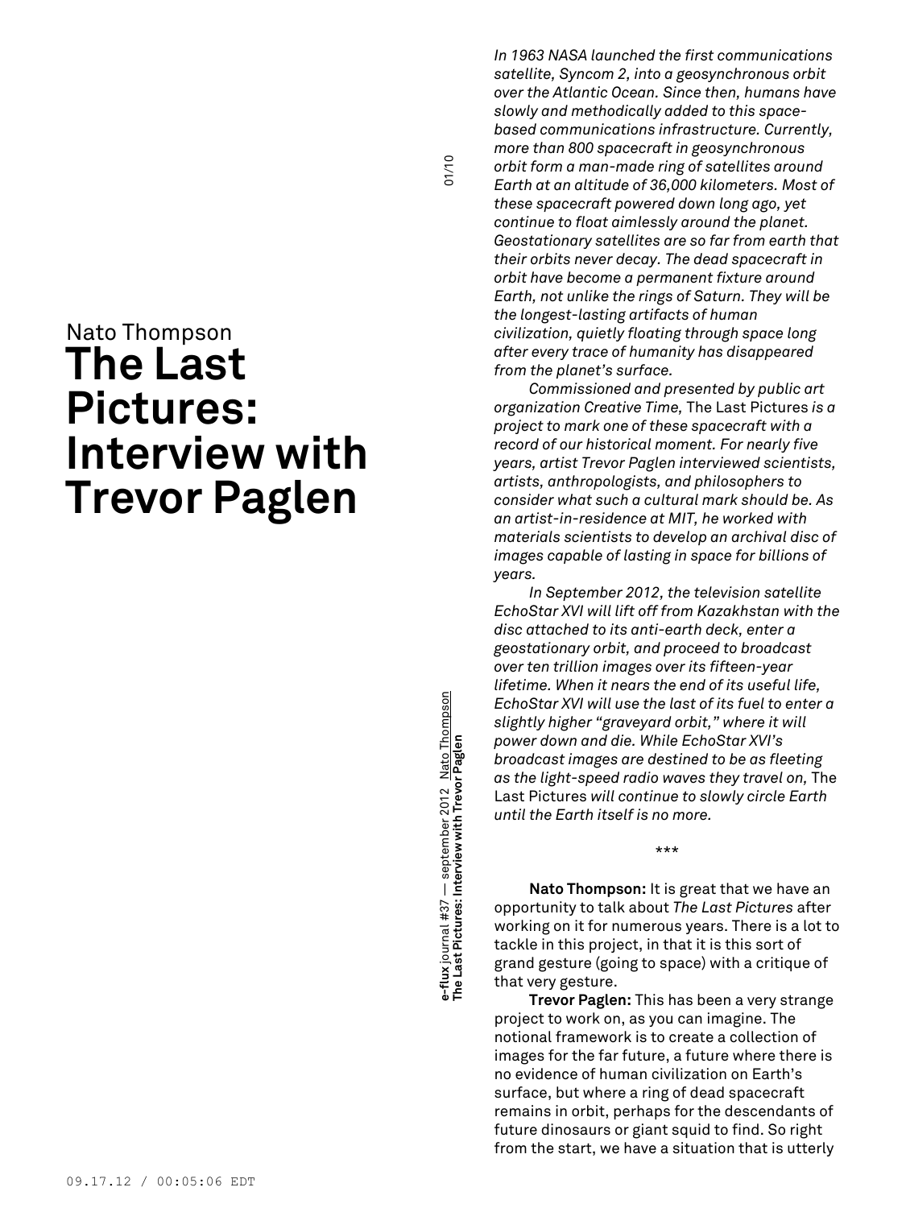Nato Thompson

# The Last Pictures: Interview with Trevor Paglen

*In 1963 NASA launched the first communications satellite, Syncom 2, into a geosynchronous orbit over the Atlantic Ocean. Since then, humans have slowly and methodically added to this space-based communications infrastructure. Currently, more than 800 spacecraft in geosynchronous orbit form a man-made ring of satellites around Earth at an altitude of 36,000 kilometers. Most of these spacecraft powered down long ago, yet continue to float aimlessly around the planet. Geostationary satellites are so far from earth that their orbits never decay. The dead spacecraft in orbit have become a permanent fixture around Earth, not unlike the rings of Saturn. They will be the longest-lasting artifacts of human civilization, quietly floating through space long after every trace of humanity has disappeared from the planet's surface.*

*Commissioned and presented by public art organization Creative Time,* The Last Pictures *is a project to mark one of these spacecraft with a record of our historical moment. For nearly five years, artist Trevor Paglen interviewed scientists, artists, anthropologists, and philosophers to consider what such a cultural mark should be. As an artist-in-residence at MIT, he worked with materials scientists to develop an archival disc of images capable of lasting in space for billions of years.*

*In September 2012, the television satellite EchoStar XVI will lift off from Kazakhstan with the disc attached to its anti-earth deck, enter a geostationary orbit, and proceed to broadcast over ten trillion images over its fifteen-year lifetime. When it nears the end of its useful life, EchoStar XVI will use the last of its fuel to enter a slightly higher "graveyard orbit," where it will power down and die. While EchoStar XVI's broadcast images are destined to be as fleeting as the light-speed radio waves they travel on,* The Last Pictures *will continue to slowly circle Earth until the Earth itself is no more.*

\*\*\*

**Nato Thompson:** It is great that we have an opportunity to talk about *The Last Pictures* after working on it for numerous years. There is a lot to tackle in this project, in that it is this sort of grand gesture (going to space) with a critique of that very gesture.

**Trevor Paglen:** This has been a very strange project to work on, as you can imagine. The notional framework is to create a collection of images for the far future, a future where there is no evidence of human civilization on Earth's surface, but where a ring of dead spacecraft remains in orbit, perhaps for the descendants of future dinosaurs or giant squid to find. So right from the start, we have a situation that is utterly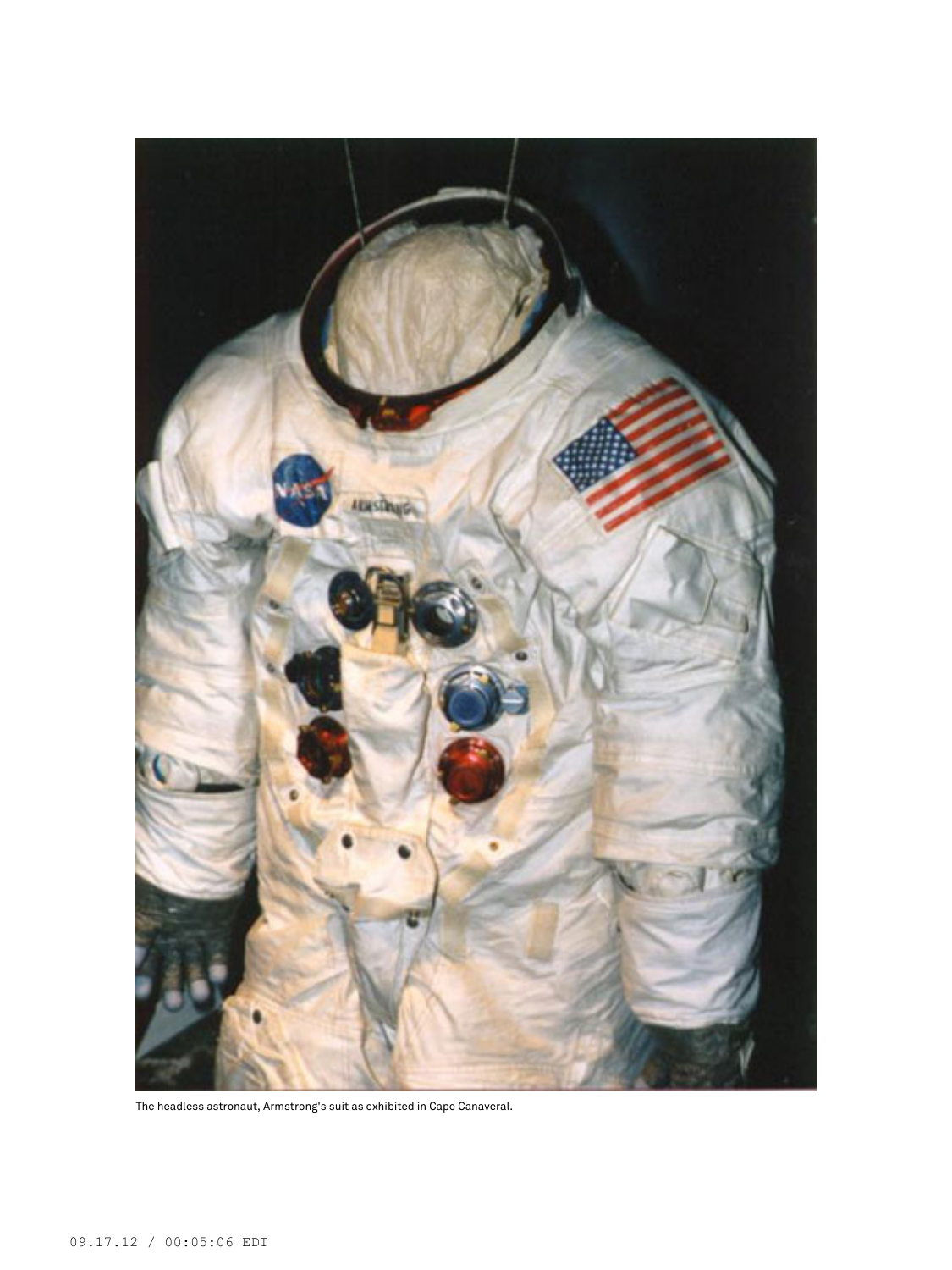The headless astronaut, Armstrong's suit as exhibited in Cape Canaveral.

09.17.12 / 00:05:06 EDT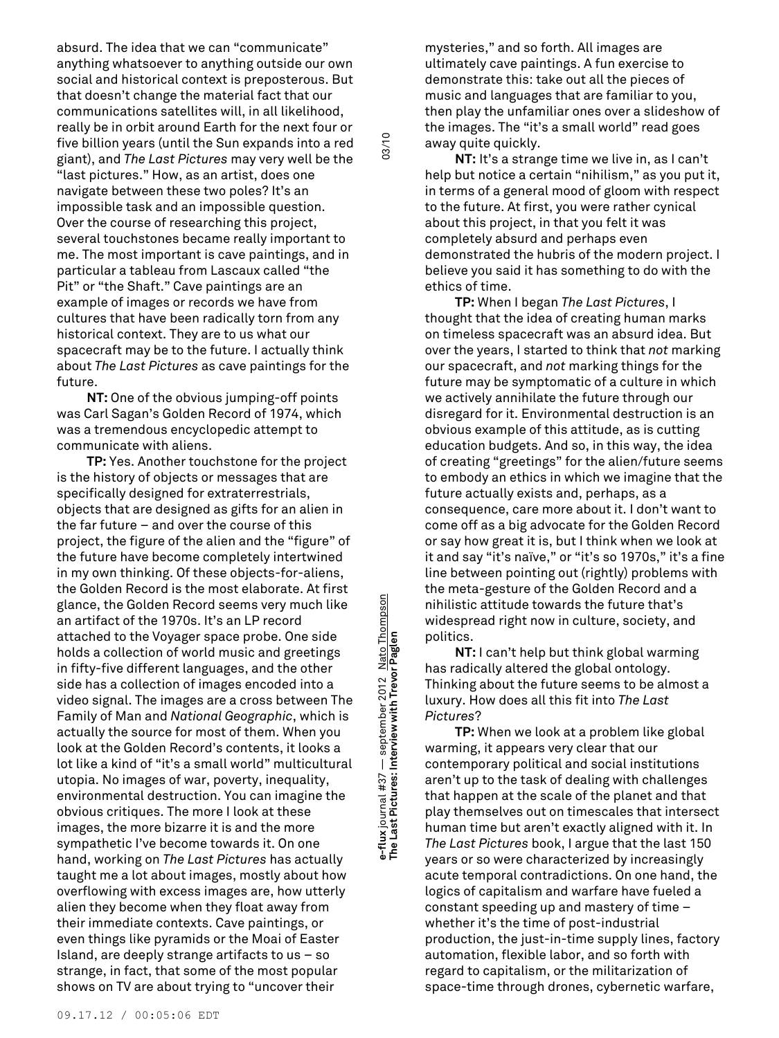absurd. The idea that we can "communicate" anything whatsoever to anything outside our own social and historical context is preposterous. But that doesn't change the material fact that our communications satellites will, in all likelihood, really be in orbit around Earth for the next four or five billion years (until the Sun expands into a red giant), and *The Last Pictures* may very well be the "last pictures." How, as an artist, does one navigate between these two poles? It's an impossible task and an impossible question. Over the course of researching this project, several touchstones became really important to me. The most important is cave paintings, and in particular a tableau from Lascaux called "the Pit" or "the Shaft." Cave paintings are an example of images or records we have from cultures that have been radically torn from any historical context. They are to us what our spacecraft may be to the future. I actually think about *The Last Pictures* as cave paintings for the future.

**NT:** One of the obvious jumping-off points was Carl Sagan's Golden Record of 1974, which was a tremendous encyclopedic attempt to communicate with aliens.

**TP:** Yes. Another touchstone for the project is the history of objects or messages that are specifically designed for extraterrestrials, objects that are designed as gifts for an alien in the far future – and over the course of this project, the figure of the alien and the "figure" of the future have become completely intertwined in my own thinking. Of these objects-for-aliens, the Golden Record is the most elaborate. At first glance, the Golden Record seems very much like an artifact of the 1970s. It's an LP record attached to the Voyager space probe. One side holds a collection of world music and greetings in fifty-five different languages, and the other side has a collection of images encoded into a video signal. The images are a cross between The Family of Man and *National Geographic*, which is actually the source for most of them. When you look at the Golden Record's contents, it looks a lot like a kind of "it's a small world" multicultural utopia. No images of war, poverty, inequality, environmental destruction. You can imagine the obvious critiques. The more I look at these images, the more bizarre it is and the more sympathetic I've become towards it. On one hand, working on *The Last Pictures* has actually taught me a lot about images, mostly about how overflowing with excess images are, how utterly alien they become when they float away from their immediate contexts. Cave paintings, or even things like pyramids or the Moai of Easter Island, are deeply strange artifacts to us – so strange, in fact, that some of the most popular shows on TV are about trying to "uncover their mysteries," and so forth. All images are ultimately cave paintings. A fun exercise to demonstrate this: take out all the pieces of music and languages that are familiar to you, then play the unfamiliar ones over a slideshow of the images. The "it's a small world" read goes away quite quickly.

**NT:** It's a strange time we live in, as I can't help but notice a certain "nihilism," as you put it, in terms of a general mood of gloom with respect to the future. At first, you were rather cynical about this project, in that you felt it was completely absurd and perhaps even demonstrated the hubris of the modern project. I believe you said it has something to do with the ethics of time.

**TP:** When I began *The Last Pictures*, I thought that the idea of creating human marks on timeless spacecraft was an absurd idea. But over the years, I started to think that *not* marking our spacecraft, and *not* marking things for the future may be symptomatic of a culture in which we actively annihilate the future through our disregard for it. Environmental destruction is an obvious example of this attitude, as is cutting education budgets. And so, in this way, the idea of creating "greetings" for the alien/future seems to embody an ethics in which we imagine that the future actually exists and, perhaps, as a consequence, care more about it. I don't want to come off as a big advocate for the Golden Record or say how great it is, but I think when we look at it and say "it's naïve," or "it's so 1970s," it's a fine line between pointing out (rightly) problems with the meta-gesture of the Golden Record and a nihilistic attitude towards the future that's widespread right now in culture, society, and politics.

**NT:** I can't help but think global warming has radically altered the global ontology. Thinking about the future seems to be almost a luxury. How does all this fit into *The Last Pictures*?

**TP:** When we look at a problem like global warming, it appears very clear that our contemporary political and social institutions aren't up to the task of dealing with challenges that happen at the scale of the planet and that play themselves out on timescales that intersect human time but aren't exactly aligned with it. In *The Last Pictures* book, I argue that the last 150 years or so were characterized by increasingly acute temporal contradictions. On one hand, the logics of capitalism and warfare have fueled a constant speeding up and mastery of time – whether it's the time of post-industrial production, the just-in-time supply lines, factory automation, flexible labor, and so forth with regard to capitalism, or the militarization of space-time through drones, cybernetic warfare,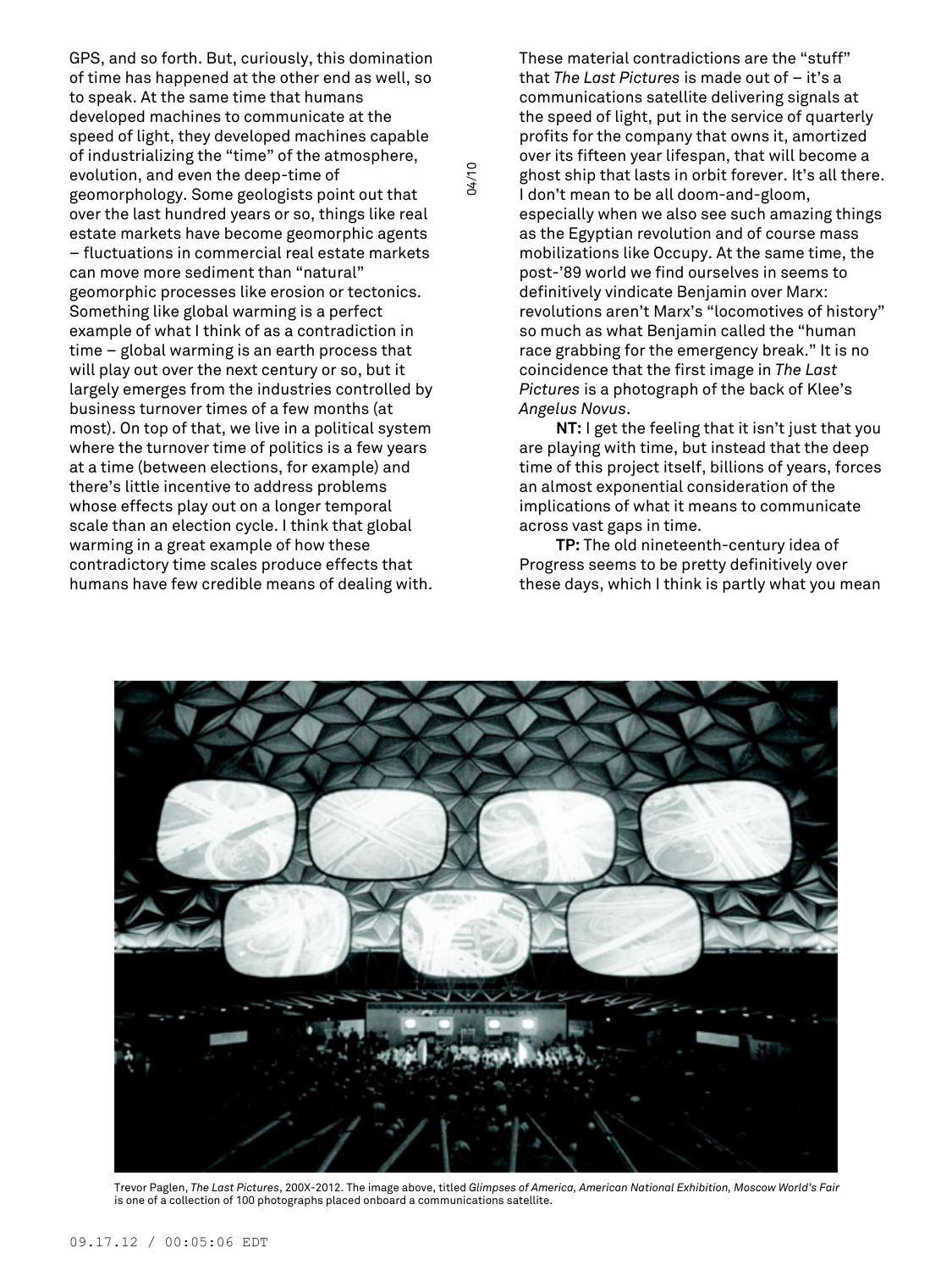GPS, and so forth. But, curiously, this domination of time has happened at the other end as well, so to speak. At the same time that humans developed machines to communicate at the speed of light, they developed machines capable of industrializing the "time" of the atmosphere, evolution, and even the deep-time of geomorphology. Some geologists point out that over the last hundred years or so, things like real estate markets have become geomorphic agents – fluctuations in commercial real estate markets can move more sediment than "natural" geomorphic processes like erosion or tectonics. Something like global warming is a perfect example of what I think of as a contradiction in time – global warming is an earth process that will play out over the next century or so, but it largely emerges from the industries controlled by business turnover times of a few months (at most). On top of that, we live in a political system where the turnover time of politics is a few years at a time (between elections, for example) and there's little incentive to address problems whose effects play out on a longer temporal scale than an election cycle. I think that global warming in a great example of how these contradictory time scales produce effects that humans have few credible means of dealing with.

These material contradictions are the "stuff" that *The Last Pictures* is made out of – it's a communications satellite delivering signals at the speed of light, put in the service of quarterly profits for the company that owns it, amortized over its fifteen year lifespan, that will become a ghost ship that lasts in orbit forever. It's all there. I don't mean to be all doom-and-gloom, especially when we also see such amazing things as the Egyptian revolution and of course mass mobilizations like Occupy. At the same time, the post-'89 world we find ourselves in seems to definitively vindicate Benjamin over Marx: revolutions aren't Marx's "locomotives of history" so much as what Benjamin called the "human race grabbing for the emergency break." It is no coincidence that the first image in *The Last Pictures* is a photograph of the back of Klee's *Angelus Novus*.

**NT:** I get the feeling that it isn't just that you are playing with time, but instead that the deep time of this project itself, billions of years, forces an almost exponential consideration of the implications of what it means to communicate across vast gaps in time.

**TP:** The old nineteenth-century idea of Progress seems to be pretty definitively over these days, which I think is partly what you mean

Trevor Paglen, *The Last Pictures*, 200X-2012. The image above, titled *Glimpses of America, American National Exhibition, Moscow World's Fair* is one of a collection of 100 photographs placed onboard a communications satellite.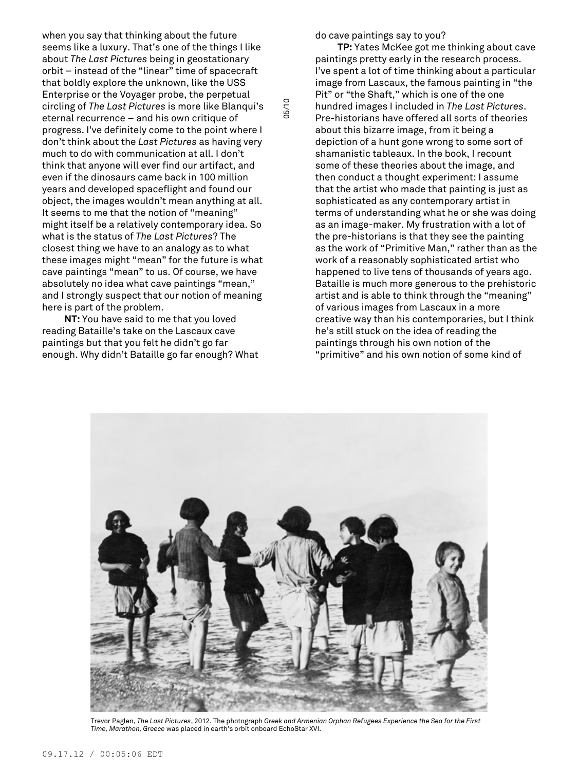when you say that thinking about the future seems like a luxury. That's one of the things I like about *The Last Pictures* being in geostationary orbit – instead of the "linear" time of spacecraft that boldly explore the unknown, like the USS Enterprise or the Voyager probe, the perpetual circling of *The Last Pictures* is more like Blanqui's eternal recurrence – and his own critique of progress. I've definitely come to the point where I don't think about the *Last Pictures* as having very much to do with communication at all. I don't think that anyone will ever find our artifact, and even if the dinosaurs came back in 100 million years and developed spaceflight and found our object, the images wouldn't mean anything at all. It seems to me that the notion of "meaning" might itself be a relatively contemporary idea. So what is the status of *The Last Pictures*? The closest thing we have to an analogy as to what these images might "mean" for the future is what cave paintings "mean" to us. Of course, we have absolutely no idea what cave paintings "mean," and I strongly suspect that our notion of meaning here is part of the problem.

**NT:** You have said to me that you loved reading Bataille's take on the Lascaux cave paintings but that you felt he didn't go far enough. Why didn't Bataille go far enough? What do cave paintings say to you?

**TP:** Yates McKee got me thinking about cave paintings pretty early in the research process. I've spent a lot of time thinking about a particular image from Lascaux, the famous painting in "the Pit" or "the Shaft," which is one of the one hundred images I included in *The Last Pictures*. Pre-historians have offered all sorts of theories about this bizarre image, from it being a depiction of a hunt gone wrong to some sort of shamanistic tableaux. In the book, I recount some of these theories about the image, and then conduct a thought experiment: I assume that the artist who made that painting is just as sophisticated as any contemporary artist in terms of understanding what he or she was doing as an image-maker. My frustration with a lot of the pre-historians is that they see the painting as the work of "Primitive Man," rather than as the work of a reasonably sophisticated artist who happened to live tens of thousands of years ago. Bataille is much more generous to the prehistoric artist and is able to think through the "meaning" of various images from Lascaux in a more creative way than his contemporaries, but I think he's still stuck on the idea of reading the paintings through his own notion of the "primitive" and his own notion of some kind of

Trevor Paglen, *The Last Pictures*, 2012. The photograph *Greek and Armenian Orphan Refugees Experience the Sea for the First Time, Marathon, Greece* was placed in earth's orbit onboard EchoStar XVI.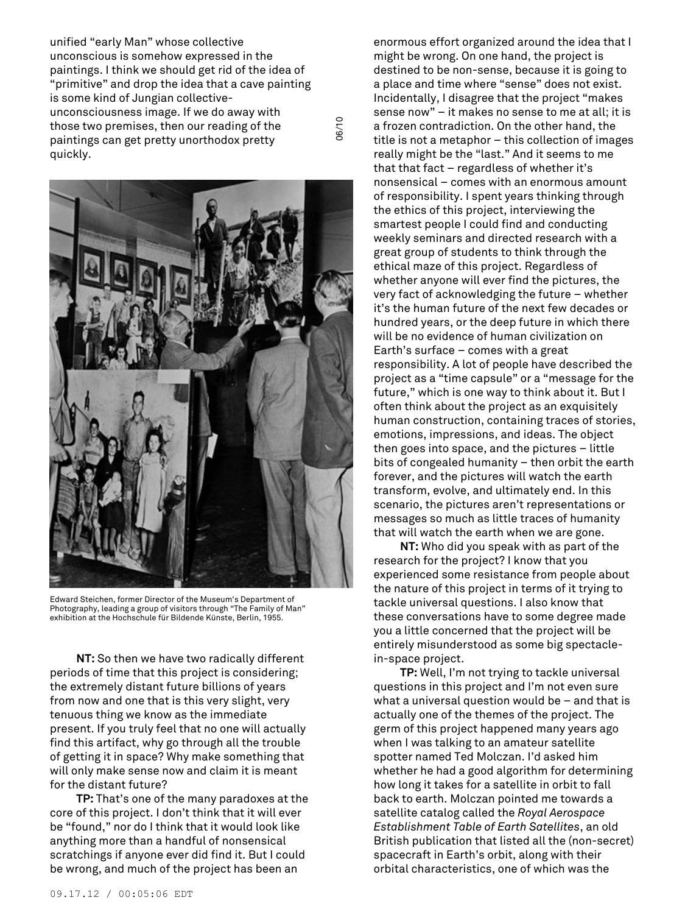unified "early Man" whose collective unconscious is somehow expressed in the paintings. I think we should get rid of the idea of "primitive" and drop the idea that a cave painting is some kind of Jungian collective-unconsciousness image. If we do away with those two premises, then our reading of the paintings can get pretty unorthodox pretty quickly.

Edward Steichen, former Director of the Museum's Department of Photography, leading a group of visitors through "The Family of Man" exhibition at the Hochschule für Bildende Künste, Berlin, 1955.

**NT:** So then we have two radically different periods of time that this project is considering; the extremely distant future billions of years from now and one that is this very slight, very tenuous thing we know as the immediate present. If you truly feel that no one will actually find this artifact, why go through all the trouble of getting it in space? Why make something that will only make sense now and claim it is meant for the distant future?

**TP:** That's one of the many paradoxes at the core of this project. I don't think that it will ever be "found," nor do I think that it would look like anything more than a handful of nonsensical scratchings if anyone ever did find it. But I could be wrong, and much of the project has been an enormous effort organized around the idea that I might be wrong. On one hand, the project is destined to be non-sense, because it is going to a place and time where "sense" does not exist. Incidentally, I disagree that the project "makes sense now" – it makes no sense to me at all; it is a frozen contradiction. On the other hand, the title is not a metaphor – this collection of images really might be the "last." And it seems to me that that fact – regardless of whether it's nonsensical – comes with an enormous amount of responsibility. I spent years thinking through the ethics of this project, interviewing the smartest people I could find and conducting weekly seminars and directed research with a great group of students to think through the ethical maze of this project. Regardless of whether anyone will ever find the pictures, the very fact of acknowledging the future – whether it's the human future of the next few decades or hundred years, or the deep future in which there will be no evidence of human civilization on Earth's surface – comes with a great responsibility. A lot of people have described the project as a "time capsule" or a "message for the future," which is one way to think about it. But I often think about the project as an exquisitely human construction, containing traces of stories, emotions, impressions, and ideas. The object then goes into space, and the pictures – little bits of congealed humanity – then orbit the earth forever, and the pictures will watch the earth transform, evolve, and ultimately end. In this scenario, the pictures aren't representations or messages so much as little traces of humanity that will watch the earth when we are gone.

**NT:** Who did you speak with as part of the research for the project? I know that you experienced some resistance from people about the nature of this project in terms of it trying to tackle universal questions. I also know that these conversations have to some degree made you a little concerned that the project will be entirely misunderstood as some big spectacle-in-space project.

**TP:** Well, I'm not trying to tackle universal questions in this project and I'm not even sure what a universal question would be – and that is actually one of the themes of the project. The germ of this project happened many years ago when I was talking to an amateur satellite spotter named Ted Molczan. I'd asked him whether he had a good algorithm for determining how long it takes for a satellite in orbit to fall back to earth. Molczan pointed me towards a satellite catalog called the *Royal Aerospace Establishment Table of Earth Satellites*, an old British publication that listed all the (non-secret) spacecraft in Earth's orbit, along with their orbital characteristics, one of which was the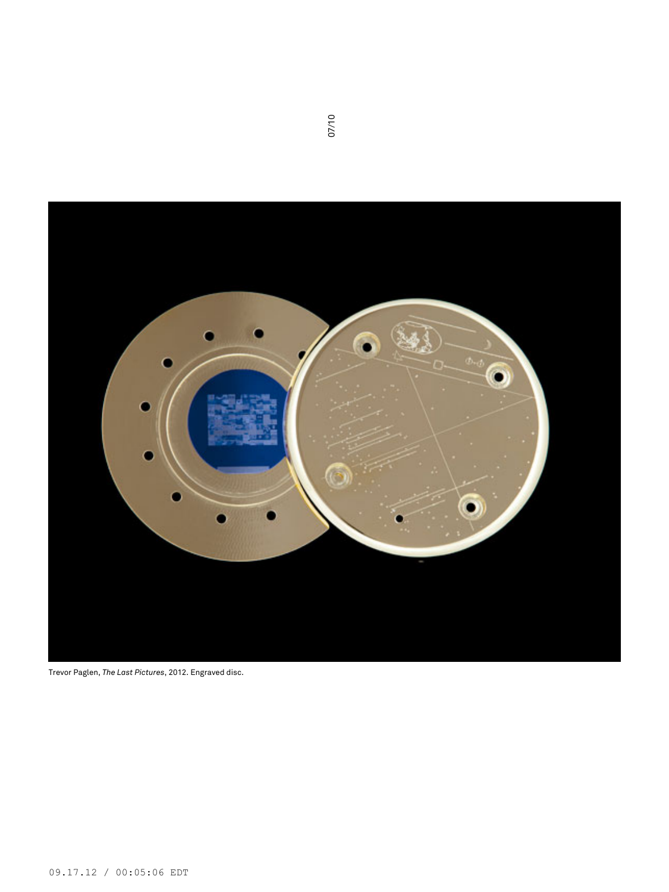Trevor Paglen, *The Last Pictures*, 2012. Engraved disc.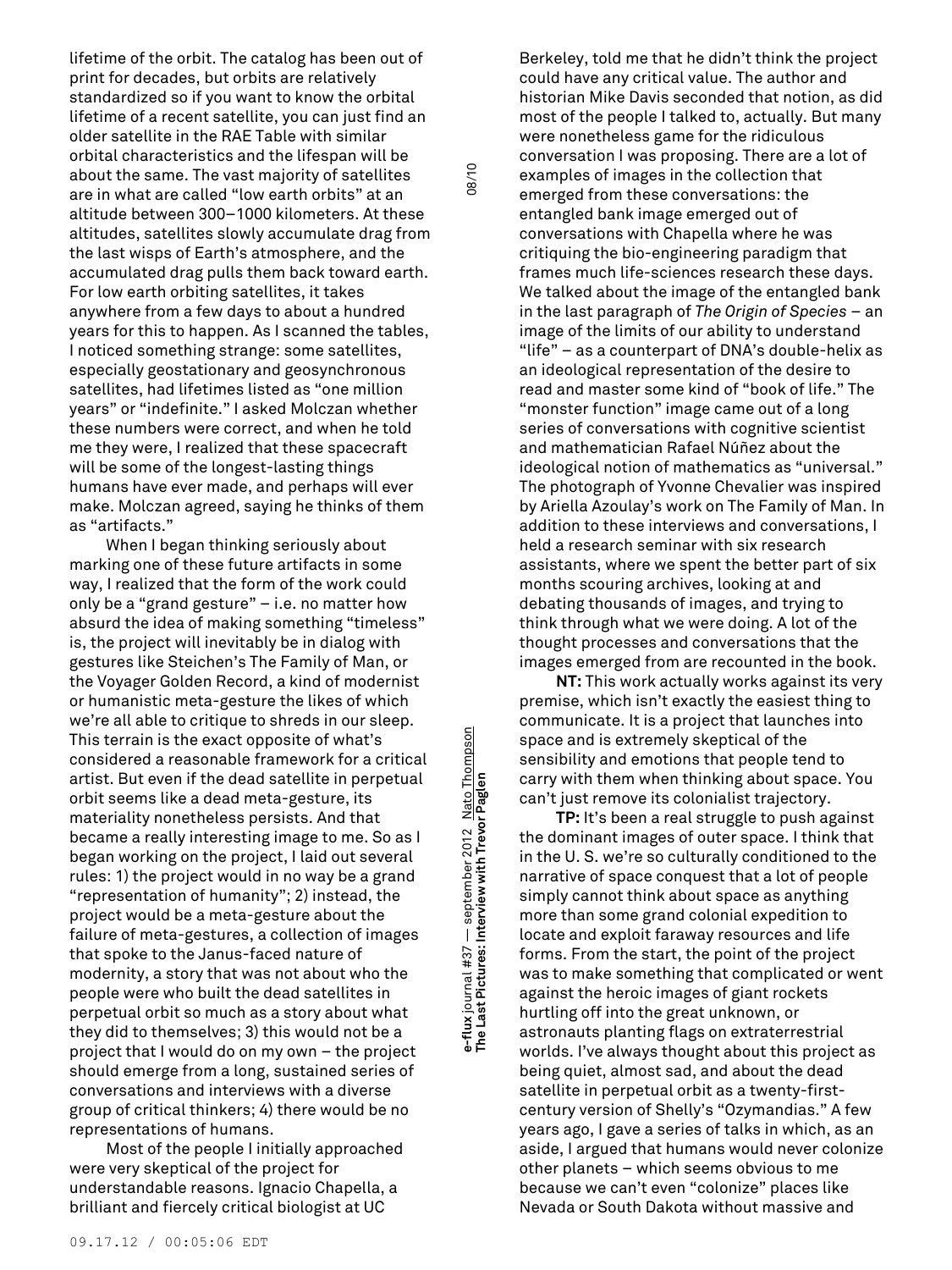lifetime of the orbit. The catalog has been out of print for decades, but orbits are relatively standardized so if you want to know the orbital lifetime of a recent satellite, you can just find an older satellite in the RAE Table with similar orbital characteristics and the lifespan will be about the same. The vast majority of satellites are in what are called "low earth orbits" at an altitude between 300–1000 kilometers. At these altitudes, satellites slowly accumulate drag from the last wisps of Earth's atmosphere, and the accumulated drag pulls them back toward earth. For low earth orbiting satellites, it takes anywhere from a few days to about a hundred years for this to happen. As I scanned the tables, I noticed something strange: some satellites, especially geostationary and geosynchronous satellites, had lifetimes listed as "one million years" or "indefinite." I asked Molczan whether these numbers were correct, and when he told me they were, I realized that these spacecraft will be some of the longest-lasting things humans have ever made, and perhaps will ever make. Molczan agreed, saying he thinks of them as "artifacts."

When I began thinking seriously about marking one of these future artifacts in some way, I realized that the form of the work could only be a "grand gesture" – i.e. no matter how absurd the idea of making something "timeless" is, the project will inevitably be in dialog with gestures like Steichen's The Family of Man, or the Voyager Golden Record, a kind of modernist or humanistic meta-gesture the likes of which we're all able to critique to shreds in our sleep. This terrain is the exact opposite of what's considered a reasonable framework for a critical artist. But even if the dead satellite in perpetual orbit seems like a dead meta-gesture, its materiality nonetheless persists. And that became a really interesting image to me. So as I began working on the project, I laid out several rules: 1) the project would in no way be a grand "representation of humanity"; 2) instead, the project would be a meta-gesture about the failure of meta-gestures, a collection of images that spoke to the Janus-faced nature of modernity, a story that was not about who the people were who built the dead satellites in perpetual orbit so much as a story about what they did to themselves; 3) this would not be a project that I would do on my own – the project should emerge from a long, sustained series of conversations and interviews with a diverse group of critical thinkers; 4) there would be no representations of humans.

Most of the people I initially approached were very skeptical of the project for understandable reasons. Ignacio Chapella, a brilliant and fiercely critical biologist at UC Berkeley, told me that he didn't think the project could have any critical value. The author and historian Mike Davis seconded that notion, as did most of the people I talked to, actually. But many were nonetheless game for the ridiculous conversation I was proposing. There are a lot of examples of images in the collection that emerged from these conversations: the entangled bank image emerged out of conversations with Chapella where he was critiquing the bio-engineering paradigm that frames much life-sciences research these days. We talked about the image of the entangled bank in the last paragraph of *The Origin of Species* – an image of the limits of our ability to understand "life" – as a counterpart of DNA's double-helix as an ideological representation of the desire to read and master some kind of "book of life." The "monster function" image came out of a long series of conversations with cognitive scientist and mathematician Rafael Núñez about the ideological notion of mathematics as "universal." The photograph of Yvonne Chevalier was inspired by Ariella Azoulay's work on The Family of Man. In addition to these interviews and conversations, I held a research seminar with six research assistants, where we spent the better part of six months scouring archives, looking at and debating thousands of images, and trying to think through what we were doing. A lot of the thought processes and conversations that the images emerged from are recounted in the book.

**NT:** This work actually works against its very premise, which isn't exactly the easiest thing to communicate. It is a project that launches into space and is extremely skeptical of the sensibility and emotions that people tend to carry with them when thinking about space. You can't just remove its colonialist trajectory.

**TP:** It's been a real struggle to push against the dominant images of outer space. I think that in the U. S. we're so culturally conditioned to the narrative of space conquest that a lot of people simply cannot think about space as anything more than some grand colonial expedition to locate and exploit faraway resources and life forms. From the start, the point of the project was to make something that complicated or went against the heroic images of giant rockets hurtling off into the great unknown, or astronauts planting flags on extraterrestrial worlds. I've always thought about this project as being quiet, almost sad, and about the dead satellite in perpetual orbit as a twenty-first-century version of Shelly's "Ozymandias." A few years ago, I gave a series of talks in which, as an aside, I argued that humans would never colonize other planets – which seems obvious to me because we can't even "colonize" places like Nevada or South Dakota without massive and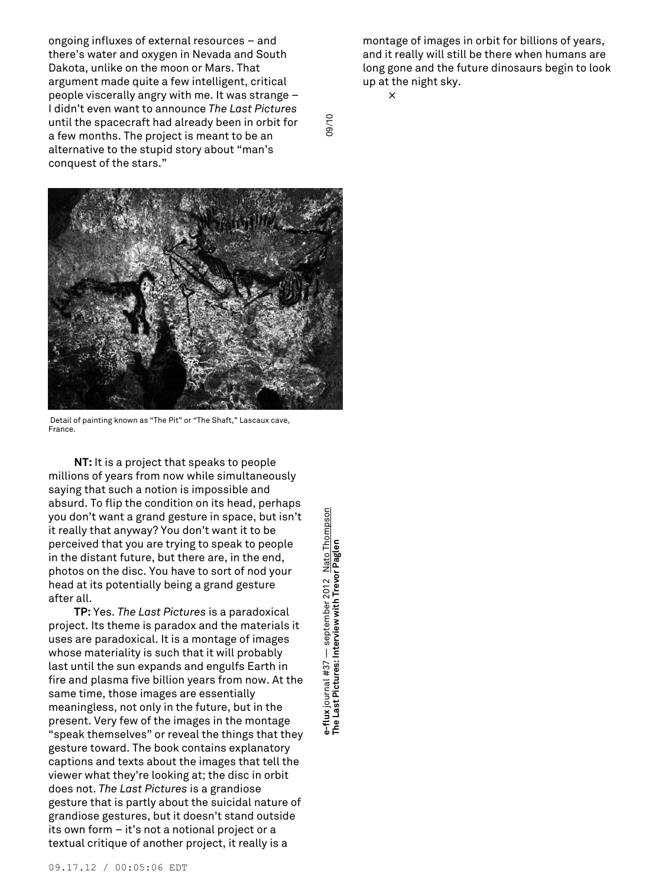ongoing influxes of external resources – and there's water and oxygen in Nevada and South Dakota, unlike on the moon or Mars. That argument made quite a few intelligent, critical people viscerally angry with me. It was strange – I didn't even want to announce *The Last Pictures* until the spacecraft had already been in orbit for a few months. The project is meant to be an alternative to the stupid story about "man's conquest of the stars."

Detail of painting known as "The Pit" or "The Shaft," Lascaux cave, France.

**NT:** It is a project that speaks to people millions of years from now while simultaneously saying that such a notion is impossible and absurd. To flip the condition on its head, perhaps you don't want a grand gesture in space, but isn't it really that anyway? You don't want it to be perceived that you are trying to speak to people in the distant future, but there are, in the end, photos on the disc. You have to sort of nod your head at its potentially being a grand gesture after all.

**TP:** Yes. *The Last Pictures* is a paradoxical project. Its theme is paradox and the materials it uses are paradoxical. It is a montage of images whose materiality is such that it will probably last until the sun expands and engulfs Earth in fire and plasma five billion years from now. At the same time, those images are essentially meaningless, not only in the future, but in the present. Very few of the images in the montage "speak themselves" or reveal the things that they gesture toward. The book contains explanatory captions and texts about the images that tell the viewer what they're looking at; the disc in orbit does not. *The Last Pictures* is a grandiose gesture that is partly about the suicidal nature of grandiose gestures, but it doesn't stand outside its own form – it's not a notional project or a textual critique of another project, it really is a montage of images in orbit for billions of years, and it really will still be there when humans are long gone and the future dinosaurs begin to look up at the night sky.

×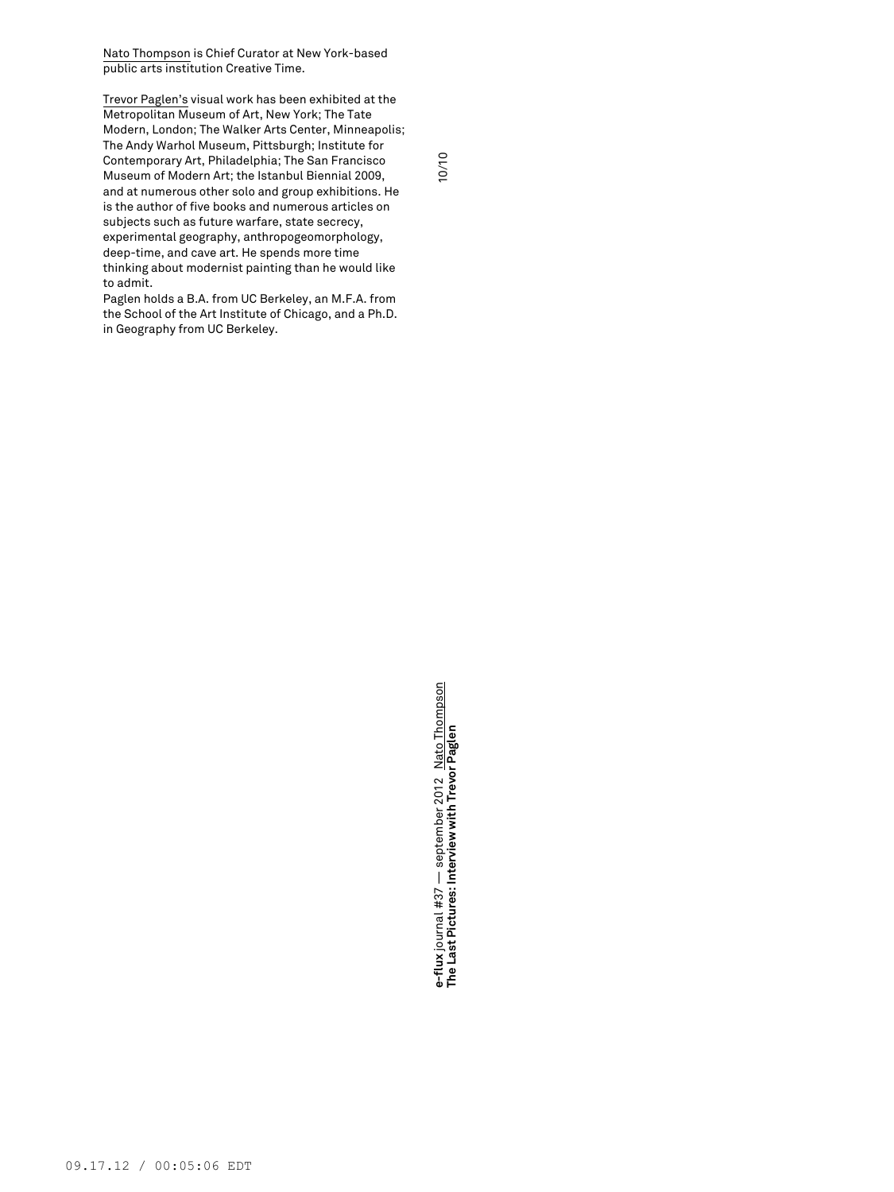Nato Thompson is Chief Curator at New York-based public arts institution Creative Time.

Trevor Paglen's visual work has been exhibited at the Metropolitan Museum of Art, New York; The Tate Modern, London; The Walker Arts Center, Minneapolis; The Andy Warhol Museum, Pittsburgh; Institute for Contemporary Art, Philadelphia; The San Francisco Museum of Modern Art; the Istanbul Biennial 2009, and at numerous other solo and group exhibitions. He is the author of five books and numerous articles on subjects such as future warfare, state secrecy, experimental geography, anthropogeomorphology, deep-time, and cave art. He spends more time thinking about modernist painting than he would like to admit.
Paglen holds a B.A. from UC Berkeley, an M.F.A. from the School of the Art Institute of Chicago, and a Ph.D. in Geography from UC Berkeley.